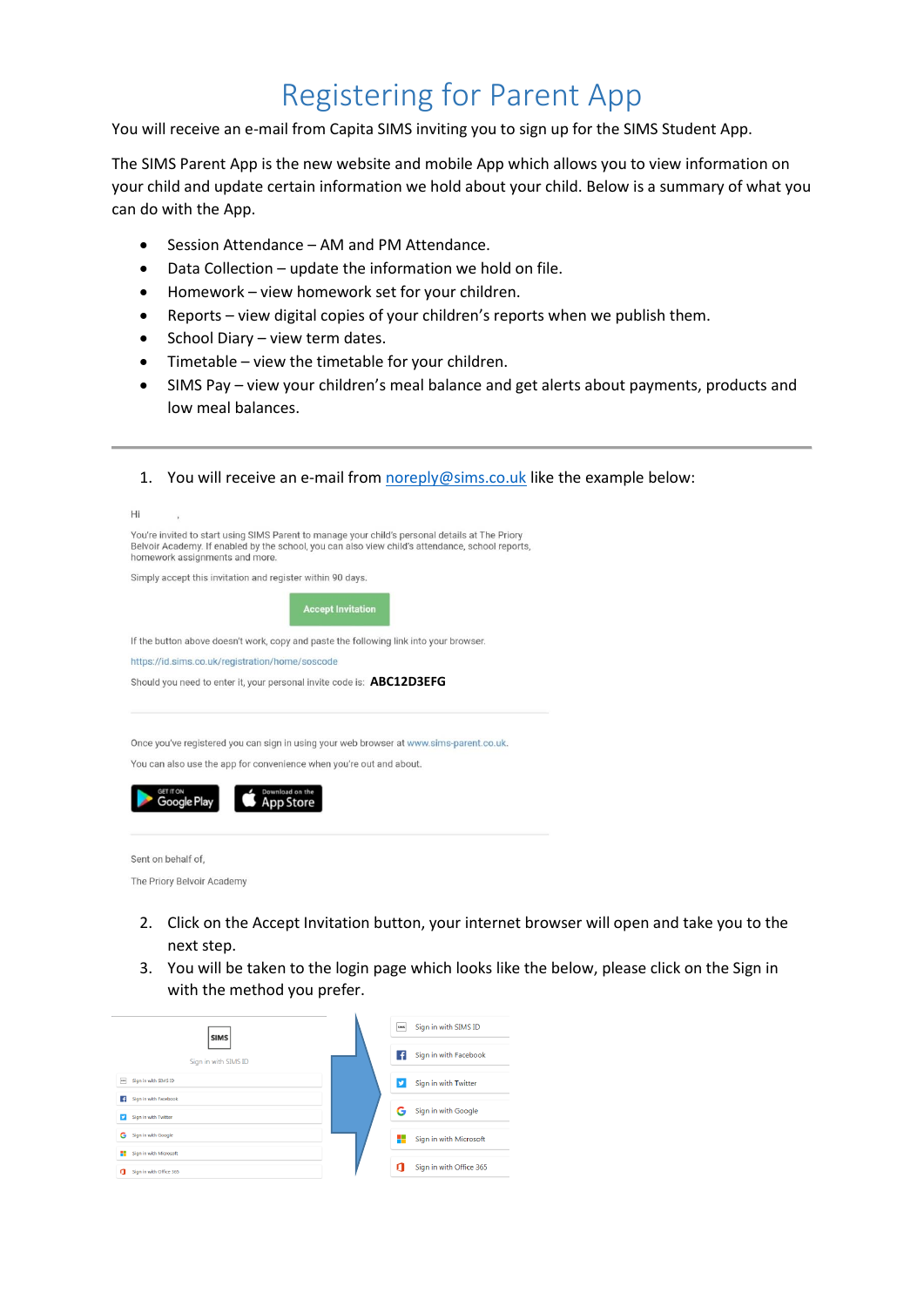# Registering for Parent App

You will receive an e-mail from Capita SIMS inviting you to sign up for the SIMS Student App.

The SIMS Parent App is the new website and mobile App which allows you to view information on your child and update certain information we hold about your child. Below is a summary of what you can do with the App.

- Session Attendance – AM and PM Attendance.
- Data Collection – update the information we hold on file.
- Homework – view homework set for your children.
- Reports – view digital copies of your children's reports when we publish them.
- School Diary – view term dates.
- Timetable – view the timetable for your children.
- SIMS Pay – view your children's meal balance and get alerts about payments, products and low meal balances.

---

1. You will receive an e-mail from noreply@sims.co.uk like the example below:

Hi ,

You're invited to start using SIMS Parent to manage your child's personal details at The Priory Belvoir Academy. If enabled by the school, you can also view child's attendance, school reports, homework assignments and more.

Simply accept this invitation and register within 90 days.

Accept Invitation

If the button above doesn't work, copy and paste the following link into your browser.

https://id.sims.co.uk/registration/home/soscode

Should you need to enter it, your personal invite code is: **ABC12D3EFG**

Once you've registered you can sign in using your web browser at www.sims-parent.co.uk.

You can also use the app for convenience when you're out and about.

GET IT ON Google Play | Download on the App Store

Sent on behalf of,

The Priory Belvoir Academy

2. Click on the Accept Invitation button, your internet browser will open and take you to the next step.
3. You will be taken to the login page which looks like the below, please click on the Sign in with the method you prefer.

SIMS

Sign in with SIMS ID

- Sign in with SIMS ID
- Sign in with Facebook
- Sign in with Twitter
- Sign in with Google
- Sign in with Microsoft
- Sign in with Office 365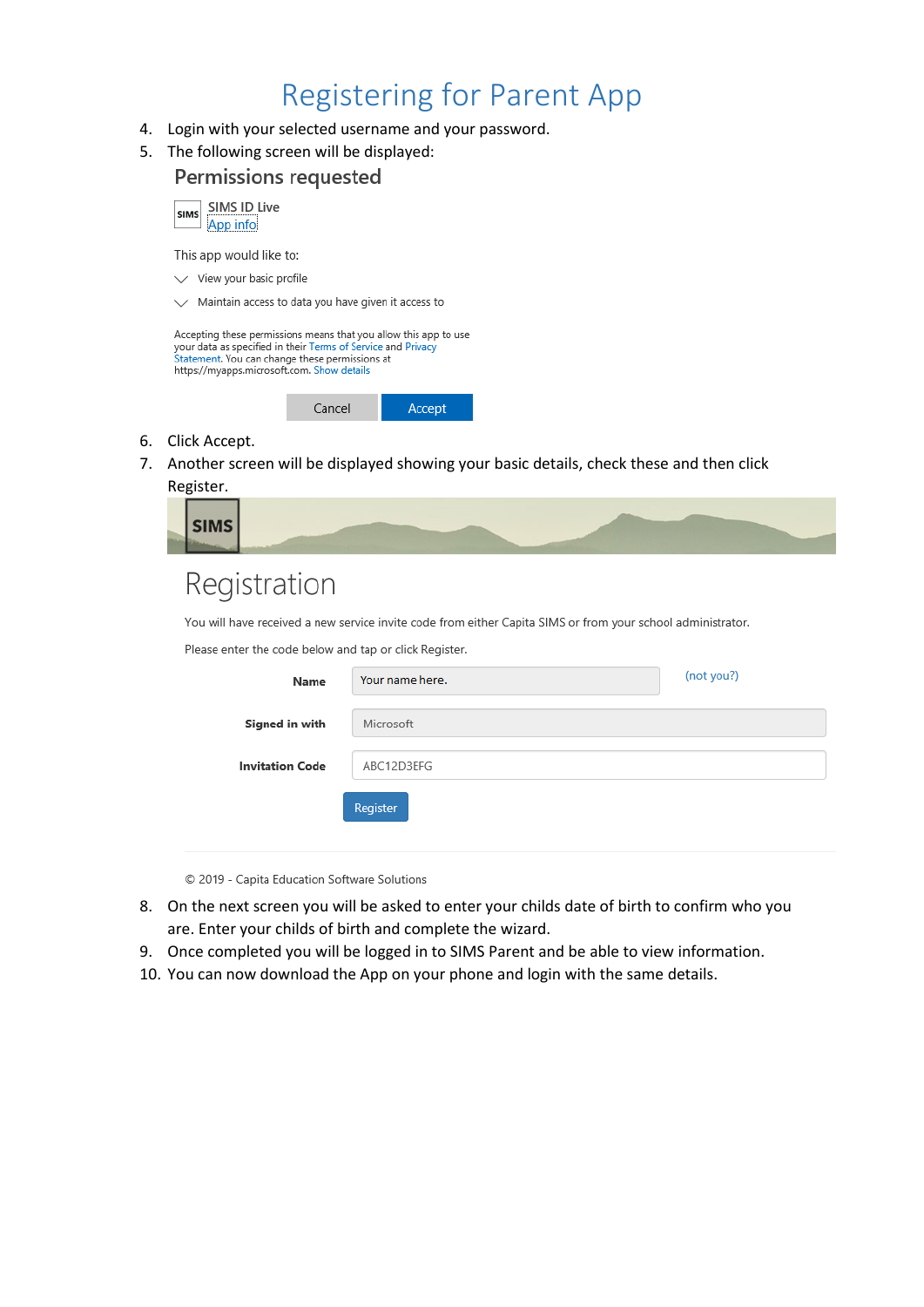# Registering for Parent App

4. Login with your selected username and your password.
5. The following screen will be displayed:

## Permissions requested

SIMS ID Live
App info

This app would like to:

- View your basic profile
- Maintain access to data you have given it access to

Accepting these permissions means that you allow this app to use your data as specified in their Terms of Service and Privacy Statement. You can change these permissions at https://myapps.microsoft.com. Show details

Cancel | Accept

6. Click Accept.
7. Another screen will be displayed showing your basic details, check these and then click Register.

SIMS

## Registration

You will have received a new service invite code from either Capita SIMS or from your school administrator.

Please enter the code below and tap or click Register.

**Name** Your name here. (not you?)

**Signed in with** Microsoft

**Invitation Code** ABC12D3EFG

Register

© 2019 - Capita Education Software Solutions

8. On the next screen you will be asked to enter your childs date of birth to confirm who you are. Enter your childs of birth and complete the wizard.
9. Once completed you will be logged in to SIMS Parent and be able to view information.
10. You can now download the App on your phone and login with the same details.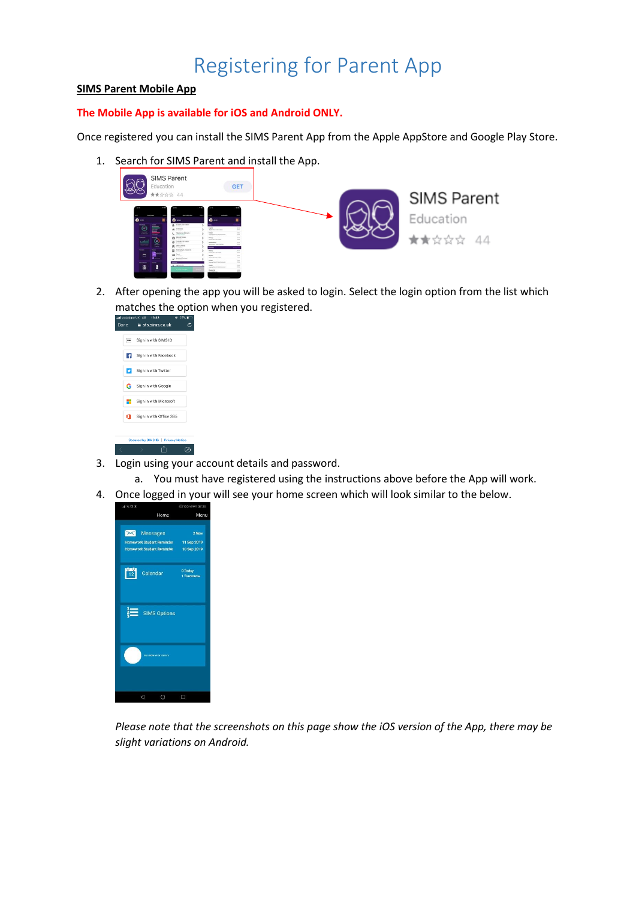# Registering for Parent App

**<u>SIMS Parent Mobile App</u>**

**The Mobile App is available for iOS and Android ONLY.**

Once registered you can install the SIMS Parent App from the Apple AppStore and Google Play Store.

1. Search for SIMS Parent and install the App.
2. After opening the app you will be asked to login. Select the login option from the list which matches the option when you registered.
3. Login using your account details and password.
   a. You must have registered using the instructions above before the App will work.
4. Once logged in your will see your home screen which will look similar to the below.

*Please note that the screenshots on this page show the iOS version of the App, there may be slight variations on Android.*